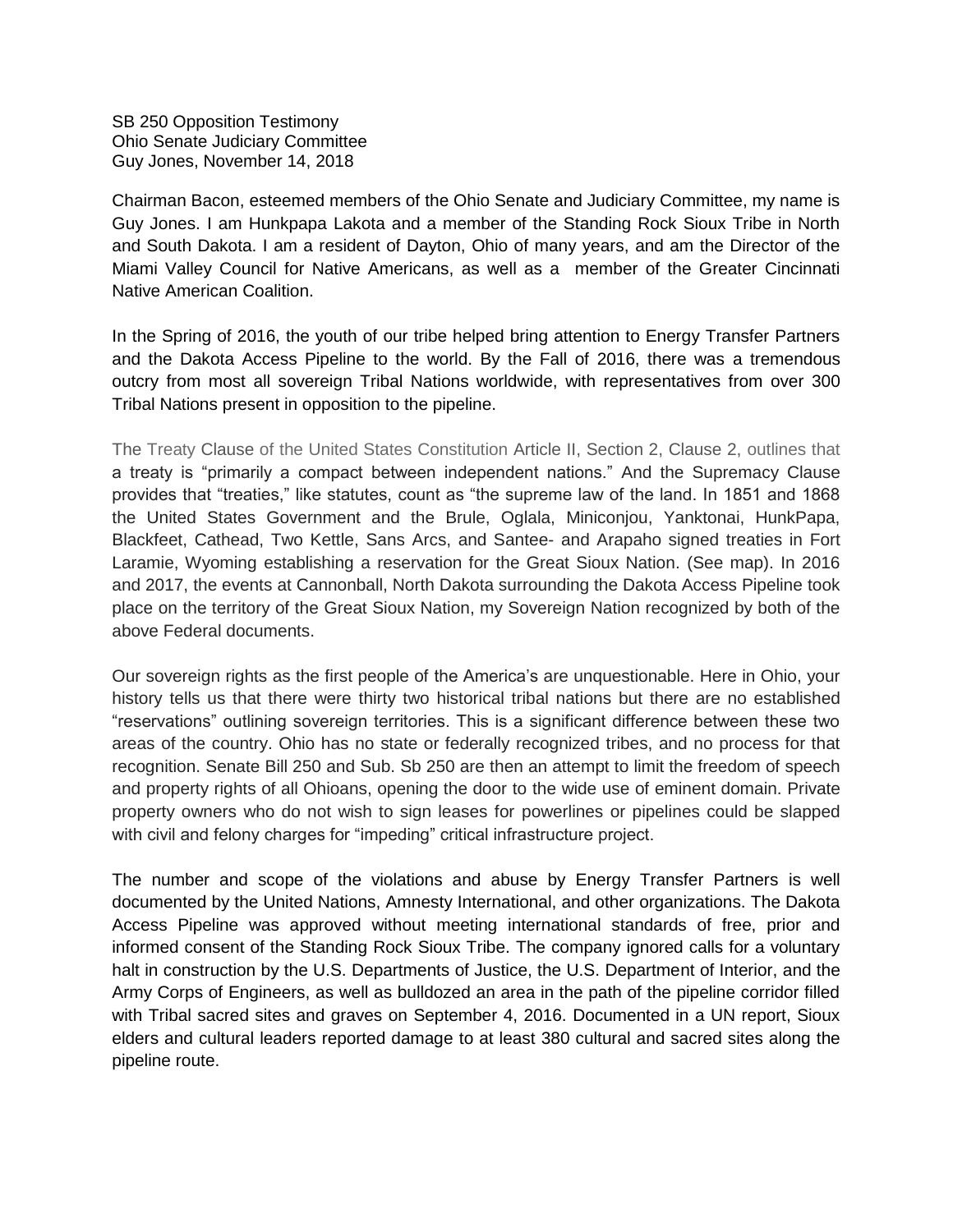SB 250 Opposition Testimony
Ohio Senate Judiciary Committee
Guy Jones, November 14, 2018

Chairman Bacon, esteemed members of the Ohio Senate and Judiciary Committee, my name is Guy Jones. I am Hunkpapa Lakota and a member of the Standing Rock Sioux Tribe in North and South Dakota. I am a resident of Dayton, Ohio of many years, and am the Director of the Miami Valley Council for Native Americans, as well as a member of the Greater Cincinnati Native American Coalition.

In the Spring of 2016, the youth of our tribe helped bring attention to Energy Transfer Partners and the Dakota Access Pipeline to the world. By the Fall of 2016, there was a tremendous outcry from most all sovereign Tribal Nations worldwide, with representatives from over 300 Tribal Nations present in opposition to the pipeline.

The Treaty Clause of the United States Constitution Article II, Section 2, Clause 2, outlines that a treaty is "primarily a compact between independent nations." And the Supremacy Clause provides that "treaties," like statutes, count as "the supreme law of the land. In 1851 and 1868 the United States Government and the Brule, Oglala, Miniconjou, Yanktonai, HunkPapa, Blackfeet, Cathead, Two Kettle, Sans Arcs, and Santee- and Arapaho signed treaties in Fort Laramie, Wyoming establishing a reservation for the Great Sioux Nation. (See map). In 2016 and 2017, the events at Cannonball, North Dakota surrounding the Dakota Access Pipeline took place on the territory of the Great Sioux Nation, my Sovereign Nation recognized by both of the above Federal documents.

Our sovereign rights as the first people of the America's are unquestionable. Here in Ohio, your history tells us that there were thirty two historical tribal nations but there are no established "reservations" outlining sovereign territories. This is a significant difference between these two areas of the country. Ohio has no state or federally recognized tribes, and no process for that recognition. Senate Bill 250 and Sub. Sb 250 are then an attempt to limit the freedom of speech and property rights of all Ohioans, opening the door to the wide use of eminent domain. Private property owners who do not wish to sign leases for powerlines or pipelines could be slapped with civil and felony charges for "impeding" critical infrastructure project.

The number and scope of the violations and abuse by Energy Transfer Partners is well documented by the United Nations, Amnesty International, and other organizations. The Dakota Access Pipeline was approved without meeting international standards of free, prior and informed consent of the Standing Rock Sioux Tribe. The company ignored calls for a voluntary halt in construction by the U.S. Departments of Justice, the U.S. Department of Interior, and the Army Corps of Engineers, as well as bulldozed an area in the path of the pipeline corridor filled with Tribal sacred sites and graves on September 4, 2016. Documented in a UN report, Sioux elders and cultural leaders reported damage to at least 380 cultural and sacred sites along the pipeline route.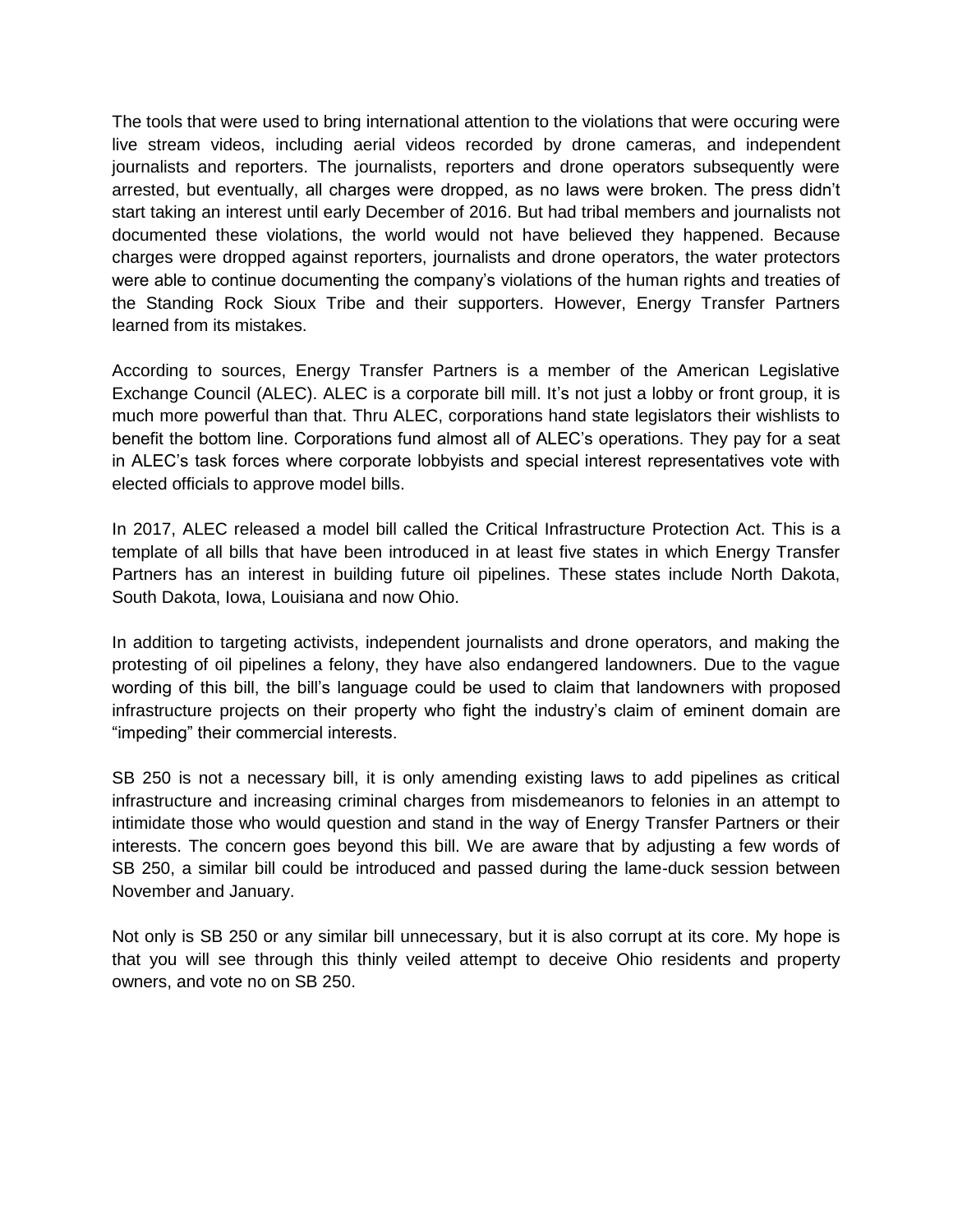The tools that were used to bring international attention to the violations that were occuring were live stream videos, including aerial videos recorded by drone cameras, and independent journalists and reporters. The journalists, reporters and drone operators subsequently were arrested, but eventually, all charges were dropped, as no laws were broken. The press didn't start taking an interest until early December of 2016. But had tribal members and journalists not documented these violations, the world would not have believed they happened. Because charges were dropped against reporters, journalists and drone operators, the water protectors were able to continue documenting the company's violations of the human rights and treaties of the Standing Rock Sioux Tribe and their supporters. However, Energy Transfer Partners learned from its mistakes.

According to sources, Energy Transfer Partners is a member of the American Legislative Exchange Council (ALEC). ALEC is a corporate bill mill. It's not just a lobby or front group, it is much more powerful than that. Thru ALEC, corporations hand state legislators their wishlists to benefit the bottom line. Corporations fund almost all of ALEC's operations. They pay for a seat in ALEC's task forces where corporate lobbyists and special interest representatives vote with elected officials to approve model bills.

In 2017, ALEC released a model bill called the Critical Infrastructure Protection Act. This is a template of all bills that have been introduced in at least five states in which Energy Transfer Partners has an interest in building future oil pipelines. These states include North Dakota, South Dakota, Iowa, Louisiana and now Ohio.

In addition to targeting activists, independent journalists and drone operators, and making the protesting of oil pipelines a felony, they have also endangered landowners. Due to the vague wording of this bill, the bill's language could be used to claim that landowners with proposed infrastructure projects on their property who fight the industry's claim of eminent domain are "impeding" their commercial interests.

SB 250 is not a necessary bill, it is only amending existing laws to add pipelines as critical infrastructure and increasing criminal charges from misdemeanors to felonies in an attempt to intimidate those who would question and stand in the way of Energy Transfer Partners or their interests. The concern goes beyond this bill. We are aware that by adjusting a few words of SB 250, a similar bill could be introduced and passed during the lame-duck session between November and January.

Not only is SB 250 or any similar bill unnecessary, but it is also corrupt at its core. My hope is that you will see through this thinly veiled attempt to deceive Ohio residents and property owners, and vote no on SB 250.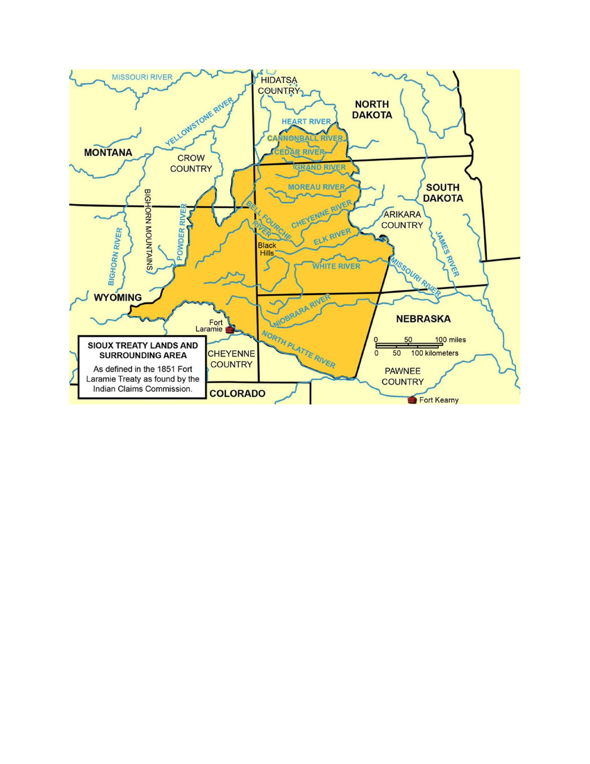**SIOUX TREATY LANDS AND SURROUNDING AREA**

As defined in the 1851 Fort Laramie Treaty as found by the Indian Claims Commission.

MISSOURI RIVER
HIDATSA COUNTRY
NORTH DAKOTA
YELLOWSTONE RIVER
HEART RIVER
CANNONBALL RIVER
CEDAR RIVER
MONTANA
CROW COUNTRY
GRAND RIVER
MOREAU RIVER
SOUTH DAKOTA
BIGHORN MOUNTAINS
POWDER RIVER
BELL FOURCHE RIVER
CHEYENNE RIVER
ARIKARA COUNTRY
BIGHORN RIVER
Black Hills
ELK RIVER
JAMES RIVER
WHITE RIVER
MISSOURI RIVER
WYOMING
NIOBRARA RIVER
NEBRASKA
Fort Laramie
NORTH PLATTE RIVER
0 50 100 miles
0 50 100 kilometers
CHEYENNE COUNTRY
PAWNEE COUNTRY
COLORADO
Fort Kearny